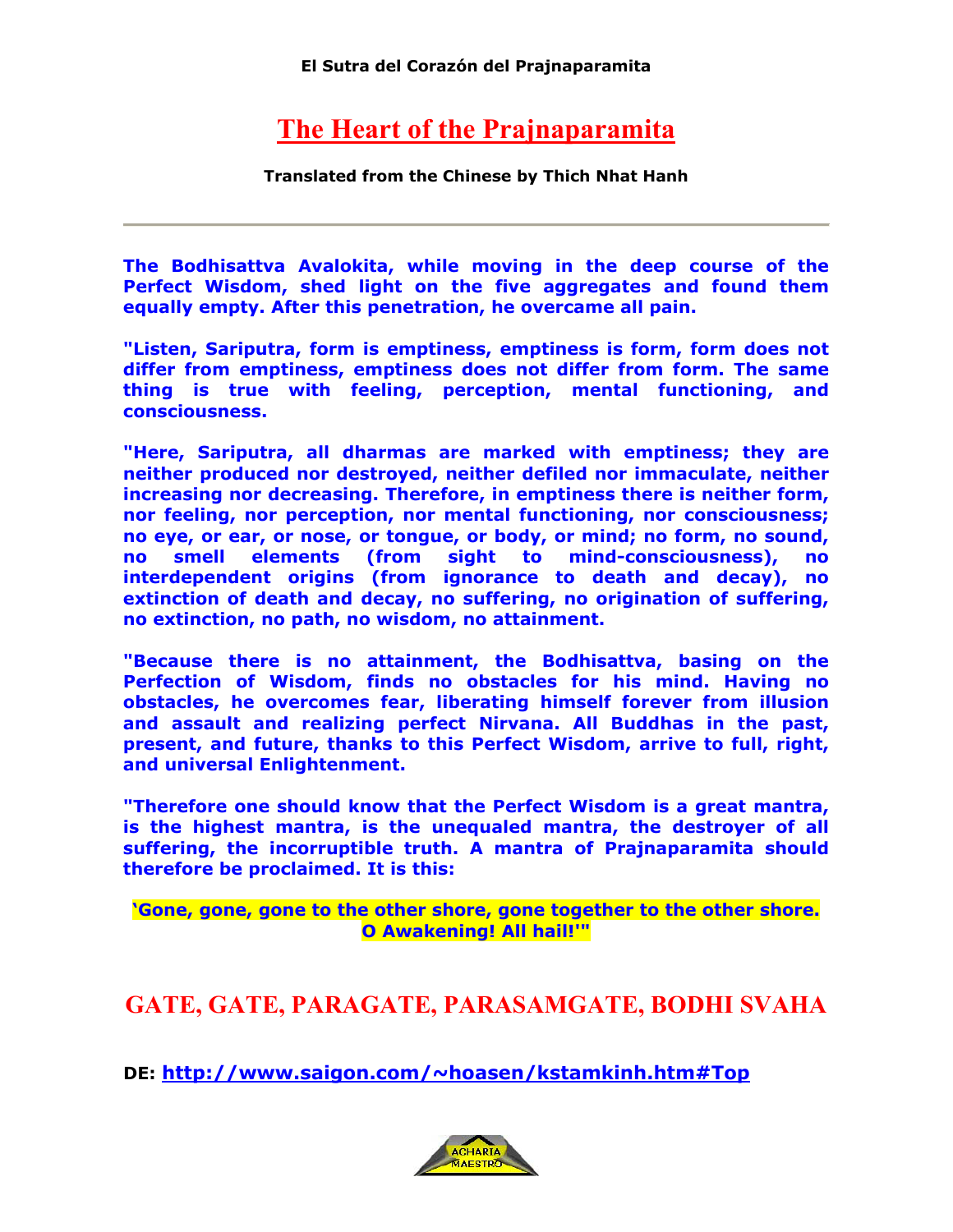El Sutra del Corazón del Prajnaparamita

# The Heart of the Prajnaparamita

**Translated from the Chinese by Thich Nhat Hanh**

---

**The Bodhisattva Avalokita, while moving in the deep course of the Perfect Wisdom, shed light on the five aggregates and found them equally empty. After this penetration, he overcame all pain.**

**"Listen, Sariputra, form is emptiness, emptiness is form, form does not differ from emptiness, emptiness does not differ from form. The same thing is true with feeling, perception, mental functioning, and consciousness.**

**"Here, Sariputra, all dharmas are marked with emptiness; they are neither produced nor destroyed, neither defiled nor immaculate, neither increasing nor decreasing. Therefore, in emptiness there is neither form, nor feeling, nor perception, nor mental functioning, nor consciousness; no eye, or ear, or nose, or tongue, or body, or mind; no form, no sound, no smell elements (from sight to mind-consciousness), no interdependent origins (from ignorance to death and decay), no extinction of death and decay, no suffering, no origination of suffering, no extinction, no path, no wisdom, no attainment.**

**"Because there is no attainment, the Bodhisattva, basing on the Perfection of Wisdom, finds no obstacles for his mind. Having no obstacles, he overcomes fear, liberating himself forever from illusion and assault and realizing perfect Nirvana. All Buddhas in the past, present, and future, thanks to this Perfect Wisdom, arrive to full, right, and universal Enlightenment.**

**"Therefore one should know that the Perfect Wisdom is a great mantra, is the highest mantra, is the unequaled mantra, the destroyer of all suffering, the incorruptible truth. A mantra of Prajnaparamita should therefore be proclaimed. It is this:**

**'Gone, gone, gone to the other shore, gone together to the other shore. O Awakening! All hail!'"**

## GATE, GATE, PARAGATE, PARASAMGATE, BODHI SVAHA

**DE:** http://www.saigon.com/~hoasen/kstamkinh.htm#Top

ACHARIA MAESTRO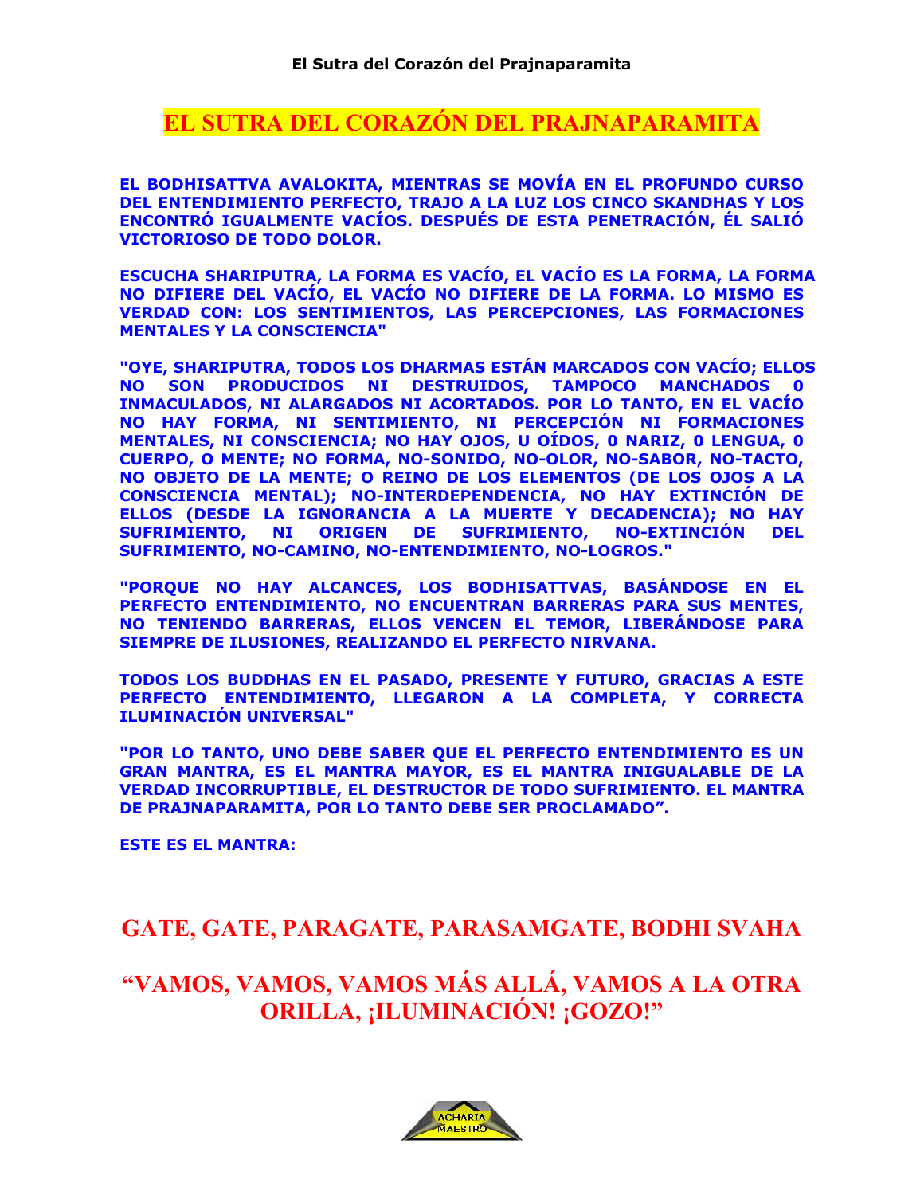# EL SUTRA DEL CORAZÓN DEL PRAJNAPARAMITA

**EL BODHISATTVA AVALOKITA, MIENTRAS SE MOVÍA EN EL PROFUNDO CURSO DEL ENTENDIMIENTO PERFECTO, TRAJO A LA LUZ LOS CINCO SKANDHAS Y LOS ENCONTRÓ IGUALMENTE VACÍOS. DESPUÉS DE ESTA PENETRACIÓN, ÉL SALIÓ VICTORIOSO DE TODO DOLOR.**

**ESCUCHA SHARIPUTRA, LA FORMA ES VACÍO, EL VACÍO ES LA FORMA, LA FORMA NO DIFIERE DEL VACÍO, EL VACÍO NO DIFIERE DE LA FORMA. LO MISMO ES VERDAD CON: LOS SENTIMIENTOS, LAS PERCEPCIONES, LAS FORMACIONES MENTALES Y LA CONSCIENCIA"**

**"OYE, SHARIPUTRA, TODOS LOS DHARMAS ESTÁN MARCADOS CON VACÍO; ELLOS NO SON PRODUCIDOS NI DESTRUIDOS, TAMPOCO MANCHADOS 0 INMACULADOS, NI ALARGADOS NI ACORTADOS. POR LO TANTO, EN EL VACÍO NO HAY FORMA, NI SENTIMIENTO, NI PERCEPCIÓN NI FORMACIONES MENTALES, NI CONSCIENCIA; NO HAY OJOS, U OÍDOS, 0 NARIZ, 0 LENGUA, 0 CUERPO, O MENTE; NO FORMA, NO-SONIDO, NO-OLOR, NO-SABOR, NO-TACTO, NO OBJETO DE LA MENTE; O REINO DE LOS ELEMENTOS (DE LOS OJOS A LA CONSCIENCIA MENTAL); NO-INTERDEPENDENCIA, NO HAY EXTINCIÓN DE ELLOS (DESDE LA IGNORANCIA A LA MUERTE Y DECADENCIA); NO HAY SUFRIMIENTO, NI ORIGEN DE SUFRIMIENTO, NO-EXTINCIÓN DEL SUFRIMIENTO, NO-CAMINO, NO-ENTENDIMIENTO, NO-LOGROS."**

**"PORQUE NO HAY ALCANCES, LOS BODHISATTVAS, BASÁNDOSE EN EL PERFECTO ENTENDIMIENTO, NO ENCUENTRAN BARRERAS PARA SUS MENTES, NO TENIENDO BARRERAS, ELLOS VENCEN EL TEMOR, LIBERÁNDOSE PARA SIEMPRE DE ILUSIONES, REALIZANDO EL PERFECTO NIRVANA.**

**TODOS LOS BUDDHAS EN EL PASADO, PRESENTE Y FUTURO, GRACIAS A ESTE PERFECTO ENTENDIMIENTO, LLEGARON A LA COMPLETA, Y CORRECTA ILUMINACIÓN UNIVERSAL"**

**"POR LO TANTO, UNO DEBE SABER QUE EL PERFECTO ENTENDIMIENTO ES UN GRAN MANTRA, ES EL MANTRA MAYOR, ES EL MANTRA INIGUALABLE DE LA VERDAD INCORRUPTIBLE, EL DESTRUCTOR DE TODO SUFRIMIENTO. EL MANTRA DE PRAJNAPARAMITA, POR LO TANTO DEBE SER PROCLAMADO".**

**ESTE ES EL MANTRA:**

## GATE, GATE, PARAGATE, PARASAMGATE, BODHI SVAHA

## "VAMOS, VAMOS, VAMOS MÁS ALLÁ, VAMOS A LA OTRA ORILLA, ¡ILUMINACIÓN! ¡GOZO!"

ACHARIA MAESTRO